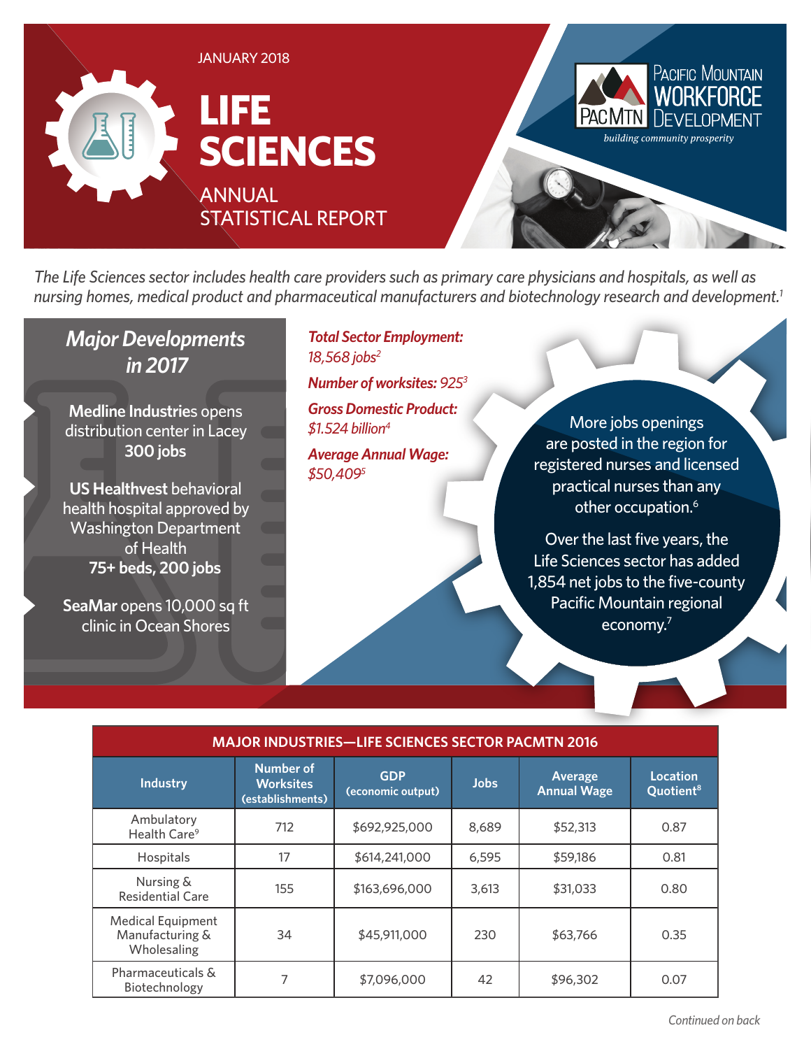JANUARY 2018

# LIFE SCIENCES

## ANNUAL STATISTICAL REPORT

Pacific Mountain Workforce Development (PacMtn) — *building community prosperity*

*The Life Sciences sector includes health care providers such as primary care physicians and hospitals, as well as nursing homes, medical product and pharmaceutical manufacturers and biotechnology research and development.*[1]

### *Major Developments in 2017*

**Medline Industries** opens distribution center in Lacey
**300 jobs**

**US Healthvest** behavioral health hospital approved by Washington Department of Health
**75+ beds, 200 jobs**

**SeaMar** opens 10,000 sq ft clinic in Ocean Shores

***Total Sector Employment:*** *18,568 jobs*[2]

***Number of worksites:*** *925*[3]

***Gross Domestic Product:*** *$1.524 billion*[4]

***Average Annual Wage:*** *$50,409*[5]

More jobs openings are posted in the region for registered nurses and licensed practical nurses than any other occupation.[6]

Over the last five years, the Life Sciences sector has added 1,854 net jobs to the five-county Pacific Mountain regional economy.[7]

**MAJOR INDUSTRIES—LIFE SCIENCES SECTOR PACMTN 2016**

| Industry | Number of Worksites (establishments) | GDP (economic output) | Jobs | Average Annual Wage | Location Quotient[8] |
|---|---|---|---|---|---|
| Ambulatory Health Care[9] | 712 | $692,925,000 | 8,689 | $52,313 | 0.87 |
| Hospitals | 17 | $614,241,000 | 6,595 | $59,186 | 0.81 |
| Nursing & Residential Care | 155 | $163,696,000 | 3,613 | $31,033 | 0.80 |
| Medical Equipment Manufacturing & Wholesaling | 34 | $45,911,000 | 230 | $63,766 | 0.35 |
| Pharmaceuticals & Biotechnology | 7 | $7,096,000 | 42 | $96,302 | 0.07 |

*Continued on back*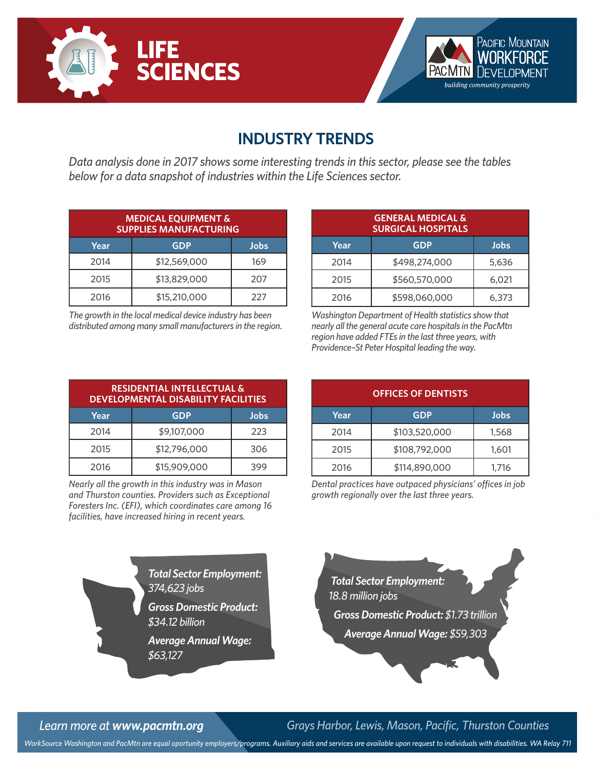# LIFE SCIENCES

Pacific Mountain Workforce Development

PacMtn

*building community prosperity*

## INDUSTRY TRENDS

*Data analysis done in 2017 shows some interesting trends in this sector, please see the tables below for a data snapshot of industries within the Life Sciences sector.*

| MEDICAL EQUIPMENT & SUPPLIES MANUFACTURING | | |
|---|---|---|
| Year | GDP | Jobs |
| 2014 | $12,569,000 | 169 |
| 2015 | $13,829,000 | 207 |
| 2016 | $15,210,000 | 227 |

*The growth in the local medical device industry has been distributed among many small manufacturers in the region.*

| GENERAL MEDICAL & SURGICAL HOSPITALS | | |
|---|---|---|
| Year | GDP | Jobs |
| 2014 | $498,274,000 | 5,636 |
| 2015 | $560,570,000 | 6,021 |
| 2016 | $598,060,000 | 6,373 |

*Washington Department of Health statistics show that nearly all the general acute care hospitals in the PacMtn region have added FTEs in the last three years, with Providence–St Peter Hospital leading the way.*

| RESIDENTIAL INTELLECTUAL & DEVELOPMENTAL DISABILITY FACILITIES | | |
|---|---|---|
| Year | GDP | Jobs |
| 2014 | $9,107,000 | 223 |
| 2015 | $12,796,000 | 306 |
| 2016 | $15,909,000 | 399 |

*Nearly all the growth in this industry was in Mason and Thurston counties. Providers such as Exceptional Foresters Inc. (EFI), which coordinates care among 16 facilities, have increased hiring in recent years.*

| OFFICES OF DENTISTS | | |
|---|---|---|
| Year | GDP | Jobs |
| 2014 | $103,520,000 | 1,568 |
| 2015 | $108,792,000 | 1,601 |
| 2016 | $114,890,000 | 1,716 |

*Dental practices have outpaced physicians' offices in job growth regionally over the last three years.*

***Total Sector Employment:*** *374,623 jobs*

***Gross Domestic Product:*** *$34.12 billion*

***Average Annual Wage:*** *$63,127*

***Total Sector Employment:*** *18.8 million jobs*

***Gross Domestic Product:*** *$1.73 trillion*

***Average Annual Wage:*** *$59,303*

*Learn more at* ***www.pacmtn.org***

*Grays Harbor, Lewis, Mason, Pacific, Thurston Counties*

*WorkSource Washington and PacMtn are equal oportunity employers/programs. Auxiliary aids and services are available upon request to individuals with disabilities. WA Relay 711*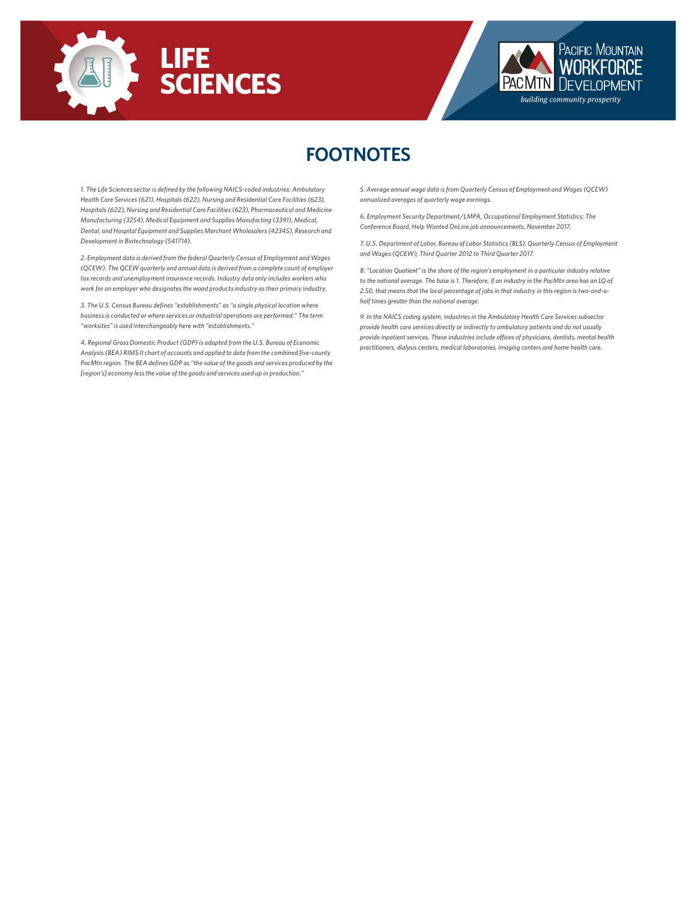# LIFE SCIENCES

PACIFIC MOUNTAIN WORKFORCE DEVELOPMENT

PACMTN

*building community prosperity*

## FOOTNOTES

*1. The Life Sciences sector is defined by the following NAICS-coded industries: Ambulatory Health Care Services (621), Hospitals (622), Nursing and Residential Care Facilities (623), Hospitals (622), Nursing and Residential Care Facilities (623), Pharmaceutical and Medicine Manufacturing (3254), Medical Equipment and Supplies Manufacting (3391), Medical, Dental, and Hospital Equipment and Supplies Merchant Wholesalers (42345), Research and Development in Biotechnology (541714).*

*2. Employment data is derived from the federal Quarterly Census of Employment and Wages (QCEW). The QCEW quarterly and annual data is derived from a complete count of employer tax records and unemployment insurance records. Industry data only includes workers who work for an employer who designates the wood products industry as their primary industry.*

*3. The U.S. Census Bureau defines "establishments" as "a single physical location where business is conducted or where services or industrial operations are performed." The term "worksites" is used interchangeably here with "establishments."*

*4. Regional Gross Domestic Product (GDP) is adapted from the U.S. Bureau of Economic Analysis (BEA) RIMS II chart of accounts and applied to data from the combined five-county PacMtn region. The BEA defines GDP as "the value of the goods and services produced by the [region's] economy less the value of the goods and services used up in production."*

*5. Average annual wage data is from Quarterly Census of Employment and Wages (QCEW) annualized averages of quarterly wage earnings.*

*6. Employment Security Department/LMPA, Occupational Employment Statistics; The Conference Board, Help Wanted OnLine job announcements, November 2017.*

*7. U.S. Department of Labor, Bureau of Labor Statistics (BLS), Quarterly Census of Employment and Wages (QCEW), Third Quarter 2012 to Third Quarter 2017.*

*8. "Location Quotient" is the share of the region's employment in a particular industry relative to the national average. The base is 1. Therefore, if an industry in the PacMtn area has an LQ of 2.50, that means that the local percentage of jobs in that industry in this region is two-and-a-half times greater than the national average.*

*9. In the NAICS coding system, industries in the Ambulatory Health Care Services subsector provide health care services directly or indirectly to ambulatory patients and do not usually provide inpatient services. These industries include offices of physicians, dentists, mental health practitioners, dialysis centers, medical laboratories, imaging centers and home health care.*